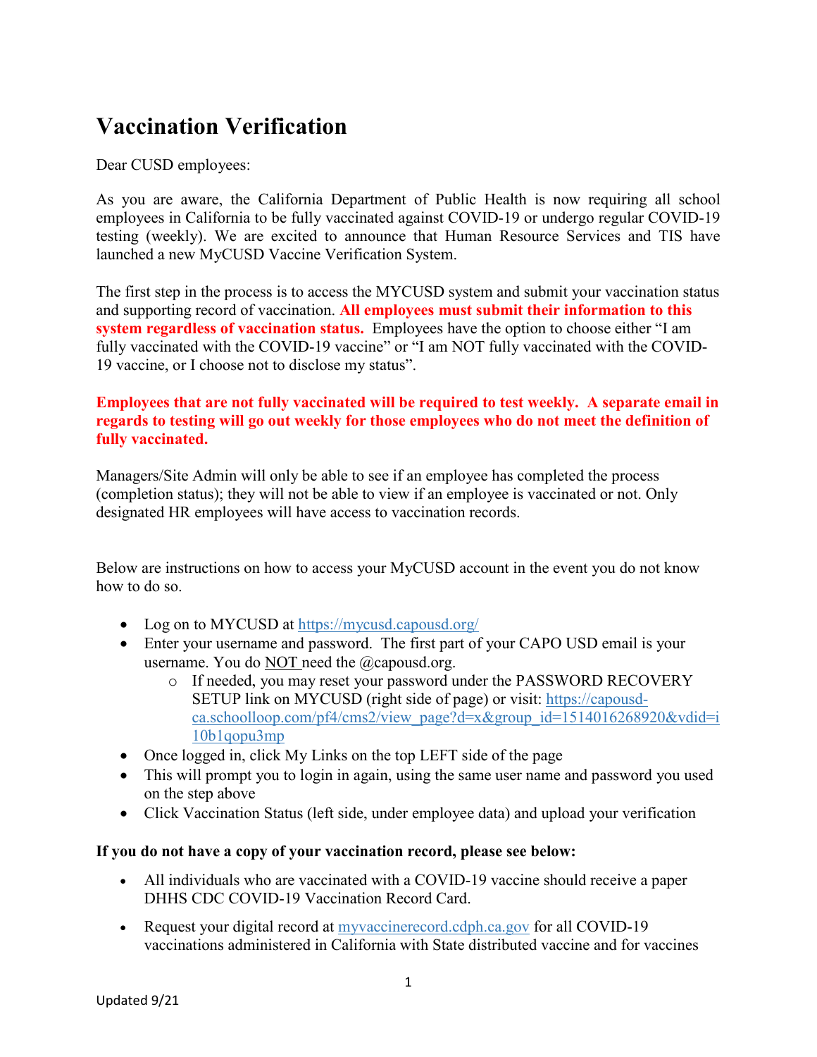# Vaccination Verification

Dear CUSD employees:

As you are aware, the California Department of Public Health is now requiring all school employees in California to be fully vaccinated against COVID-19 or undergo regular COVID-19 testing (weekly). We are excited to announce that Human Resource Services and TIS have launched a new MyCUSD Vaccine Verification System.

The first step in the process is to access the MYCUSD system and submit your vaccination status and supporting record of vaccination. **All employees must submit their information to this system regardless of vaccination status.** Employees have the option to choose either "I am fully vaccinated with the COVID-19 vaccine" or "I am NOT fully vaccinated with the COVID-19 vaccine, or I choose not to disclose my status".

**Employees that are not fully vaccinated will be required to test weekly. A separate email in regards to testing will go out weekly for those employees who do not meet the definition of fully vaccinated.**

Managers/Site Admin will only be able to see if an employee has completed the process (completion status); they will not be able to view if an employee is vaccinated or not. Only designated HR employees will have access to vaccination records.

Below are instructions on how to access your MyCUSD account in the event you do not know how to do so.

- Log on to MYCUSD at https://mycusd.capousd.org/
- Enter your username and password. The first part of your CAPO USD email is your username. You do NOT need the @capousd.org.
  - If needed, you may reset your password under the PASSWORD RECOVERY SETUP link on MYCUSD (right side of page) or visit: https://capousd-ca.schoolloop.com/pf4/cms2/view_page?d=x&group_id=1514016268920&vdid=i10b1qopu3mp
- Once logged in, click My Links on the top LEFT side of the page
- This will prompt you to login in again, using the same user name and password you used on the step above
- Click Vaccination Status (left side, under employee data) and upload your verification

**If you do not have a copy of your vaccination record, please see below:**

- All individuals who are vaccinated with a COVID-19 vaccine should receive a paper DHHS CDC COVID-19 Vaccination Record Card.
- Request your digital record at myvaccinerecord.cdph.ca.gov for all COVID-19 vaccinations administered in California with State distributed vaccine and for vaccines

Updated 9/21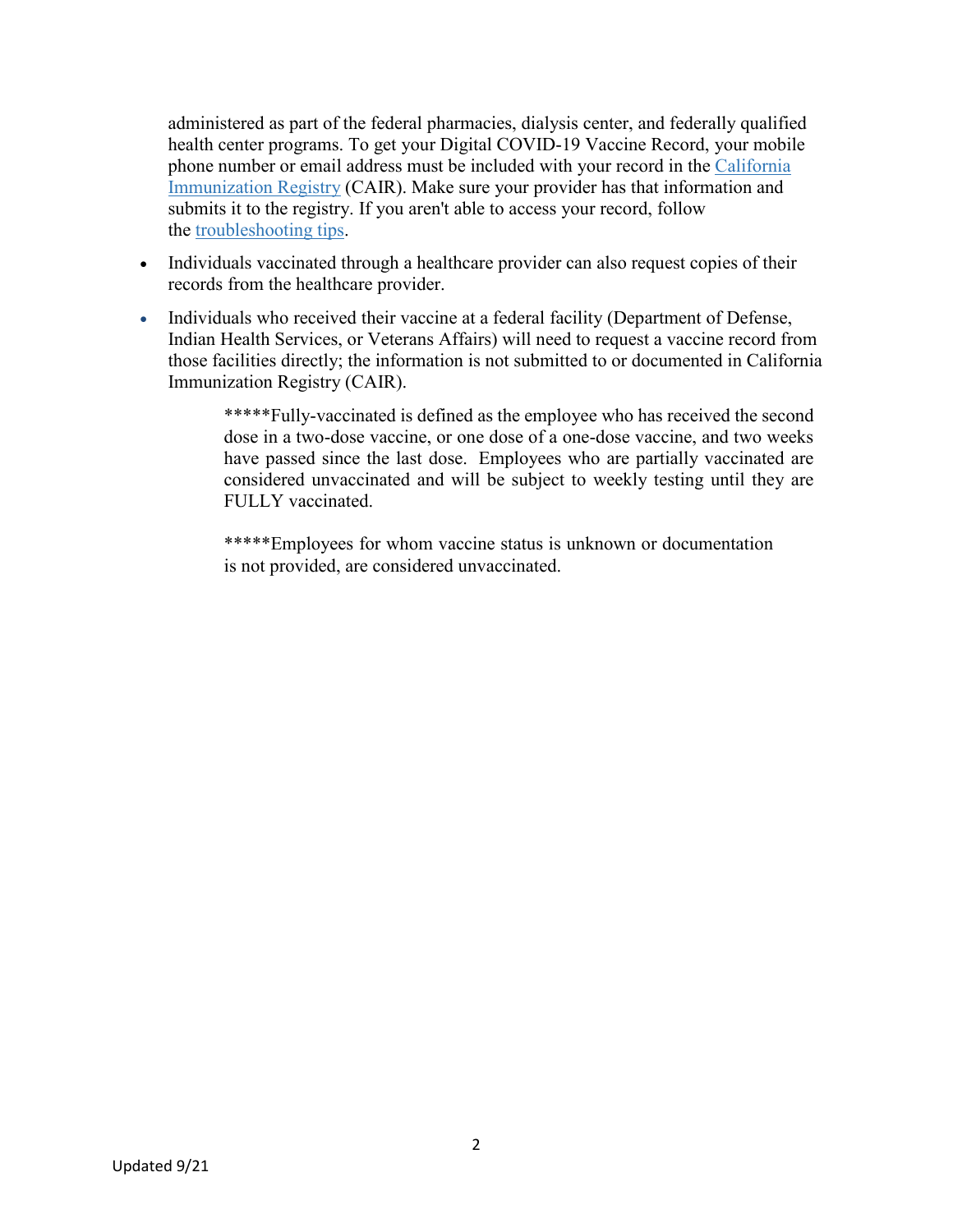administered as part of the federal pharmacies, dialysis center, and federally qualified health center programs. To get your Digital COVID-19 Vaccine Record, your mobile phone number or email address must be included with your record in the California Immunization Registry (CAIR). Make sure your provider has that information and submits it to the registry. If you aren't able to access your record, follow the troubleshooting tips.

- Individuals vaccinated through a healthcare provider can also request copies of their records from the healthcare provider.
- Individuals who received their vaccine at a federal facility (Department of Defense, Indian Health Services, or Veterans Affairs) will need to request a vaccine record from those facilities directly; the information is not submitted to or documented in California Immunization Registry (CAIR).

> *****Fully-vaccinated is defined as the employee who has received the second dose in a two-dose vaccine, or one dose of a one-dose vaccine, and two weeks have passed since the last dose. Employees who are partially vaccinated are considered unvaccinated and will be subject to weekly testing until they are FULLY vaccinated.
>
> *****Employees for whom vaccine status is unknown or documentation is not provided, are considered unvaccinated.

Updated 9/21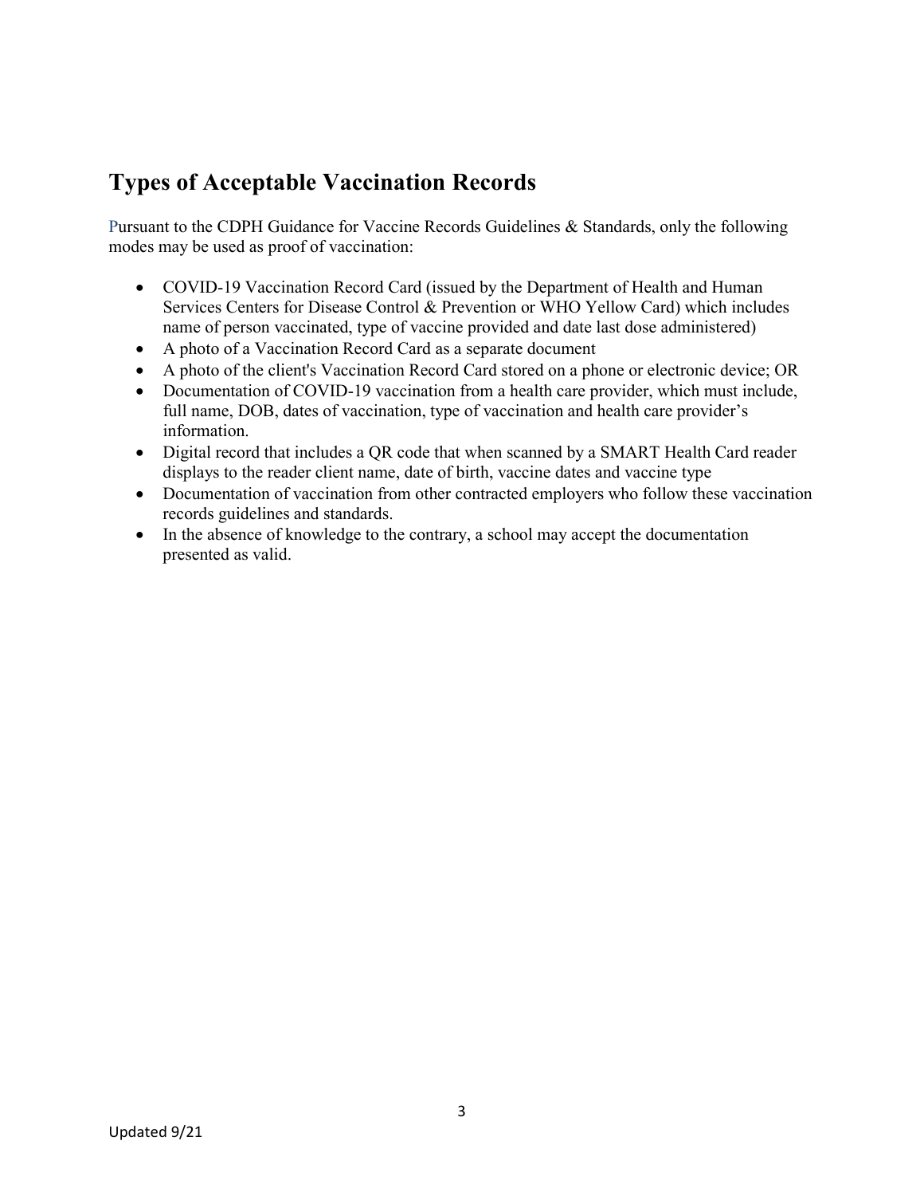## Types of Acceptable Vaccination Records

Pursuant to the CDPH Guidance for Vaccine Records Guidelines & Standards, only the following modes may be used as proof of vaccination:

- COVID-19 Vaccination Record Card (issued by the Department of Health and Human Services Centers for Disease Control & Prevention or WHO Yellow Card) which includes name of person vaccinated, type of vaccine provided and date last dose administered)
- A photo of a Vaccination Record Card as a separate document
- A photo of the client's Vaccination Record Card stored on a phone or electronic device; OR
- Documentation of COVID-19 vaccination from a health care provider, which must include, full name, DOB, dates of vaccination, type of vaccination and health care provider's information.
- Digital record that includes a QR code that when scanned by a SMART Health Card reader displays to the reader client name, date of birth, vaccine dates and vaccine type
- Documentation of vaccination from other contracted employers who follow these vaccination records guidelines and standards.
- In the absence of knowledge to the contrary, a school may accept the documentation presented as valid.

Updated 9/21